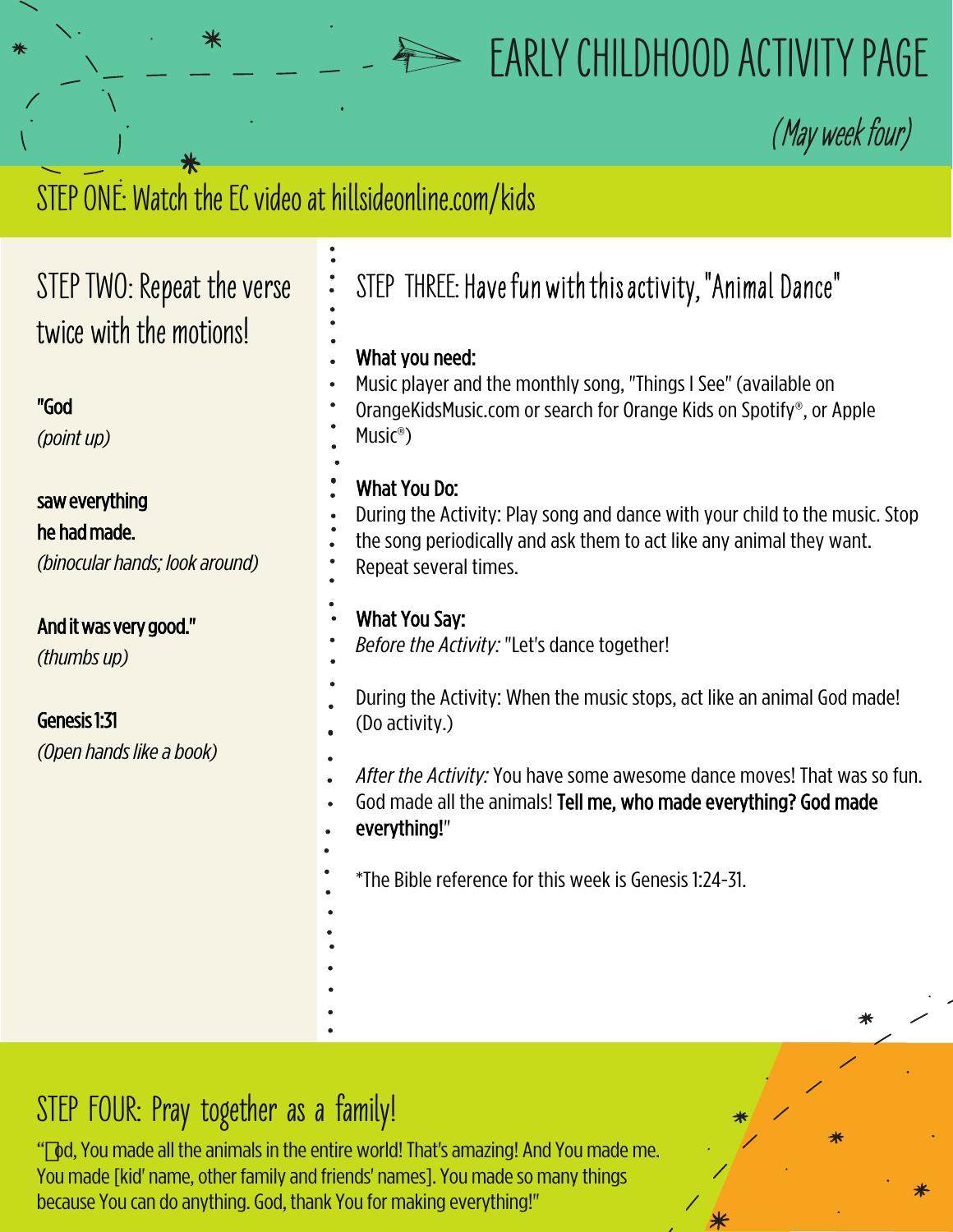# EARLY CHILDHOOD ACTIVITY PAGE

*(May week four)*

## STEP ONE: Watch the EC video at hillsideonline.com/kids

## STEP TWO: Repeat the verse twice with the motions!

**"God**
*(point up)*

**saw everything he had made.**
*(binocular hands; look around)*

**And it was very good."**
*(thumbs up)*

**Genesis 1:31**
*(Open hands like a book)*

## STEP THREE: Have fun with this activity, "Animal Dance"

**What you need:**
Music player and the monthly song, "Things I See" (available on OrangeKidsMusic.com or search for Orange Kids on Spotify®, or Apple Music®)

**What You Do:**
During the Activity: Play song and dance with your child to the music. Stop the song periodically and ask them to act like any animal they want. Repeat several times.

**What You Say:**
*Before the Activity:* "Let's dance together!

During the Activity: When the music stops, act like an animal God made! (Do activity.)

*After the Activity:* You have some awesome dance moves! That was so fun. God made all the animals! **Tell me, who made everything? God made everything!**"

*The Bible reference for this week is Genesis 1:24-31.

## STEP FOUR: Pray together as a family!

"God, You made all the animals in the entire world! That's amazing! And You made me. You made [kid' name, other family and friends' names]. You made so many things because You can do anything. God, thank You for making everything!"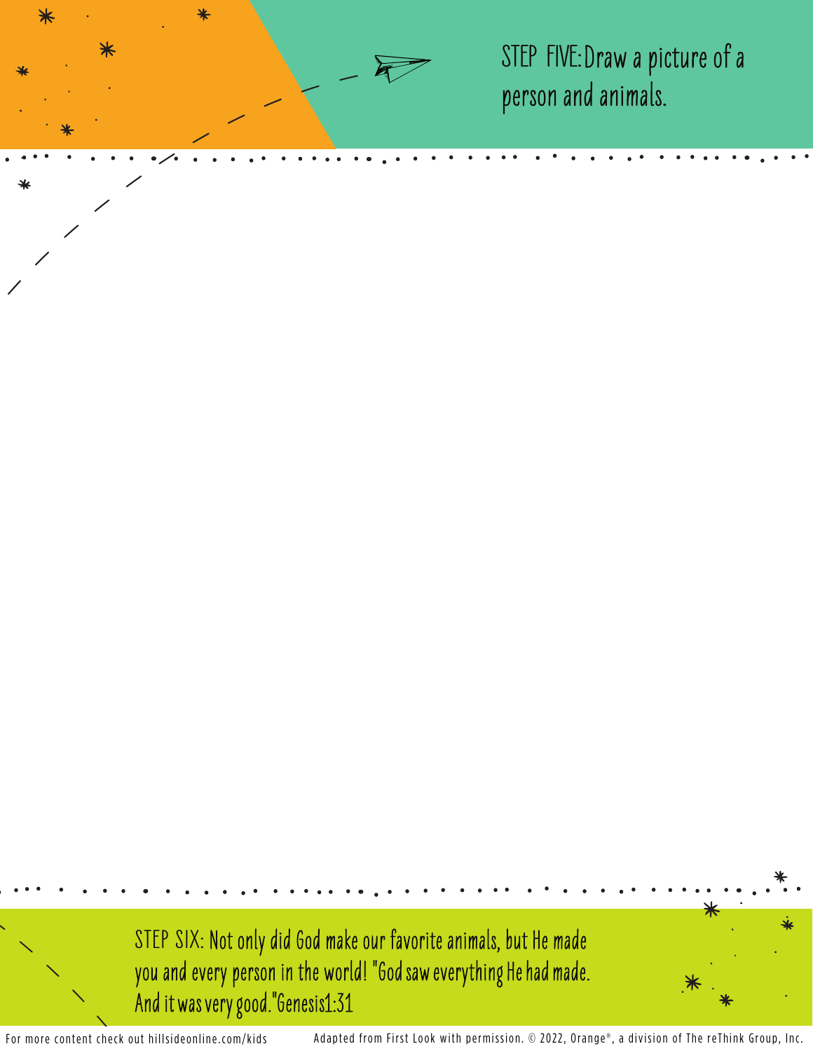STEP FIVE: Draw a picture of a person and animals.

STEP SIX: Not only did God make our favorite animals, but He made you and every person in the world! "God saw everything He had made. And it was very good." Genesis 1:31

For more content check out hillsideonline.com/kids

Adapted from First Look with permission. © 2022, Orange®, a division of The reThink Group, Inc.